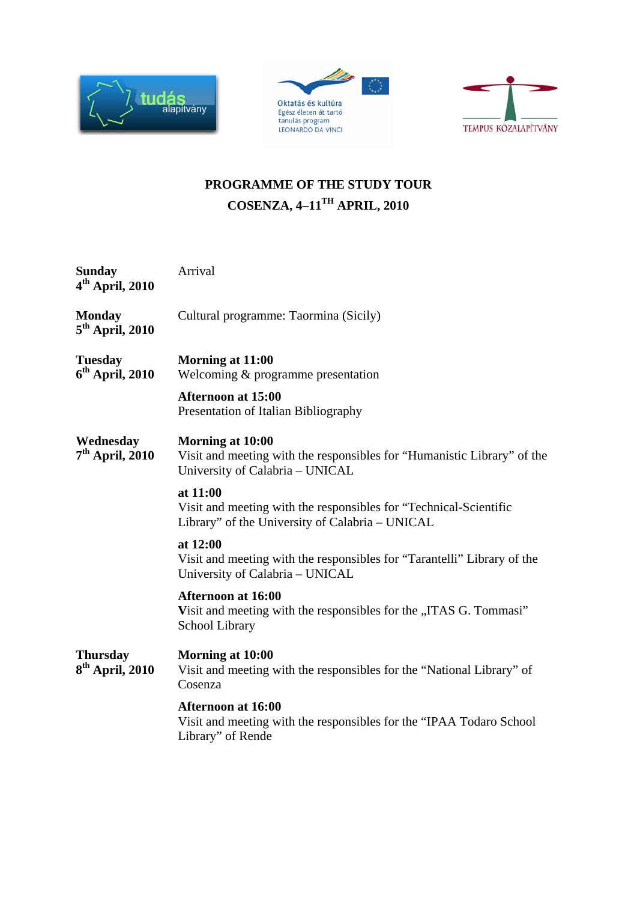# PROGRAMME OF THE STUDY TOUR

## COSENZA, 4–11TH APRIL, 2010

**Sunday**
**4th April, 2010**

Arrival

**Monday**
**5th April, 2010**

Cultural programme: Taormina (Sicily)

**Tuesday**
**6th April, 2010**

**Morning at 11:00**
Welcoming & programme presentation

**Afternoon at 15:00**
Presentation of Italian Bibliography

**Wednesday**
**7th April, 2010**

**Morning at 10:00**
Visit and meeting with the responsibles for “Humanistic Library” of the University of Calabria – UNICAL

**at 11:00**
Visit and meeting with the responsibles for “Technical-Scientific Library” of the University of Calabria – UNICAL

**at 12:00**
Visit and meeting with the responsibles for “Tarantelli” Library of the University of Calabria – UNICAL

**Afternoon at 16:00**
**V**isit and meeting with the responsibles for the „ITAS G. Tommasi” School Library

**Thursday**
**8th April, 2010**

**Morning at 10:00**
Visit and meeting with the responsibles for the “National Library” of Cosenza

**Afternoon at 16:00**
Visit and meeting with the responsibles for the “IPAA Todaro School Library” of Rende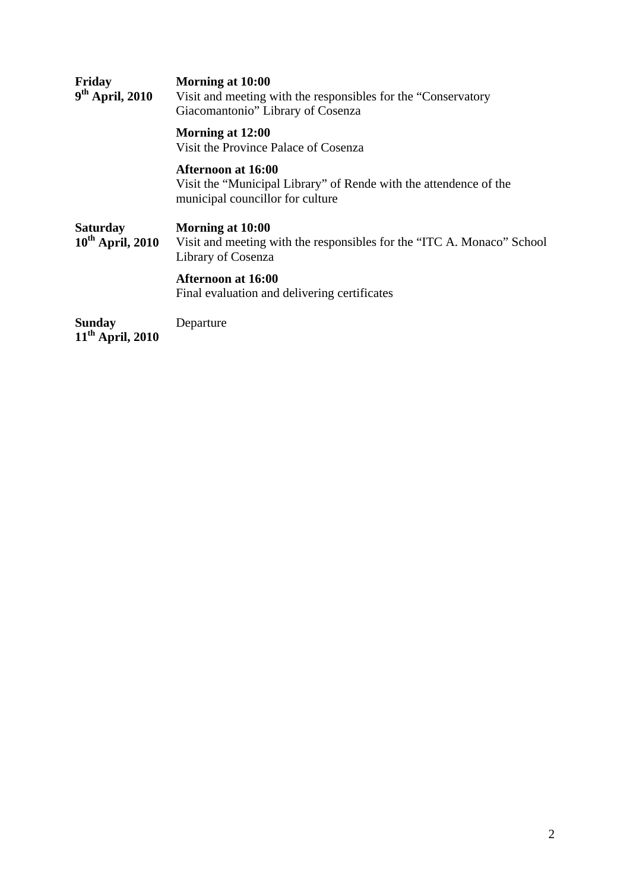| | |
|---|---|
| **Friday**<br>**9th April, 2010** | **Morning at 10:00**<br>Visit and meeting with the responsibles for the "Conservatory Giacomantonio" Library of Cosenza |
| | **Morning at 12:00**<br>Visit the Province Palace of Cosenza |
| | **Afternoon at 16:00**<br>Visit the "Municipal Library" of Rende with the attendence of the municipal councillor for culture |
| **Saturday**<br>**10th April, 2010** | **Morning at 10:00**<br>Visit and meeting with the responsibles for the "ITC A. Monaco" School Library of Cosenza |
| | **Afternoon at 16:00**<br>Final evaluation and delivering certificates |
| **Sunday**<br>**11th April, 2010** | Departure |